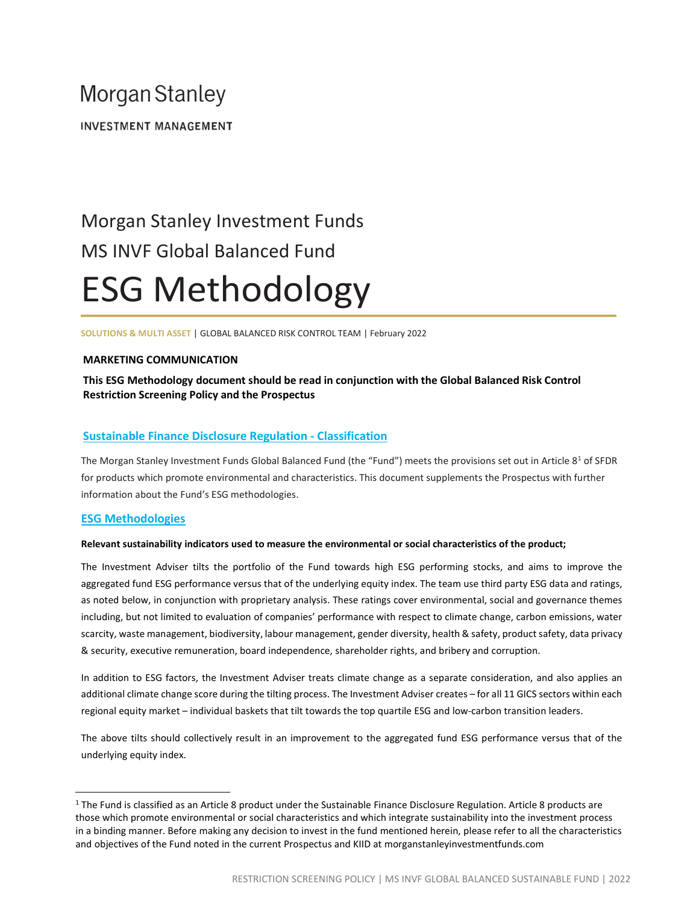Morgan Stanley

INVESTMENT MANAGEMENT

# Morgan Stanley Investment Funds

# MS INVF Global Balanced Fund

# ESG Methodology

SOLUTIONS & MULTI ASSET | GLOBAL BALANCED RISK CONTROL TEAM | February 2022

**MARKETING COMMUNICATION**

**This ESG Methodology document should be read in conjunction with the Global Balanced Risk Control Restriction Screening Policy and the Prospectus**

## Sustainable Finance Disclosure Regulation - Classification

The Morgan Stanley Investment Funds Global Balanced Fund (the "Fund") meets the provisions set out in Article 8[1] of SFDR for products which promote environmental and characteristics. This document supplements the Prospectus with further information about the Fund's ESG methodologies.

## ESG Methodologies

**Relevant sustainability indicators used to measure the environmental or social characteristics of the product;**

The Investment Adviser tilts the portfolio of the Fund towards high ESG performing stocks, and aims to improve the aggregated fund ESG performance versus that of the underlying equity index. The team use third party ESG data and ratings, as noted below, in conjunction with proprietary analysis. These ratings cover environmental, social and governance themes including, but not limited to evaluation of companies' performance with respect to climate change, carbon emissions, water scarcity, waste management, biodiversity, labour management, gender diversity, health & safety, product safety, data privacy & security, executive remuneration, board independence, shareholder rights, and bribery and corruption.

In addition to ESG factors, the Investment Adviser treats climate change as a separate consideration, and also applies an additional climate change score during the tilting process. The Investment Adviser creates – for all 11 GICS sectors within each regional equity market – individual baskets that tilt towards the top quartile ESG and low-carbon transition leaders.

The above tilts should collectively result in an improvement to the aggregated fund ESG performance versus that of the underlying equity index.

[1] The Fund is classified as an Article 8 product under the Sustainable Finance Disclosure Regulation. Article 8 products are those which promote environmental or social characteristics and which integrate sustainability into the investment process in a binding manner. Before making any decision to invest in the fund mentioned herein, please refer to all the characteristics and objectives of the Fund noted in the current Prospectus and KIID at morganstanleyinvestmentfunds.com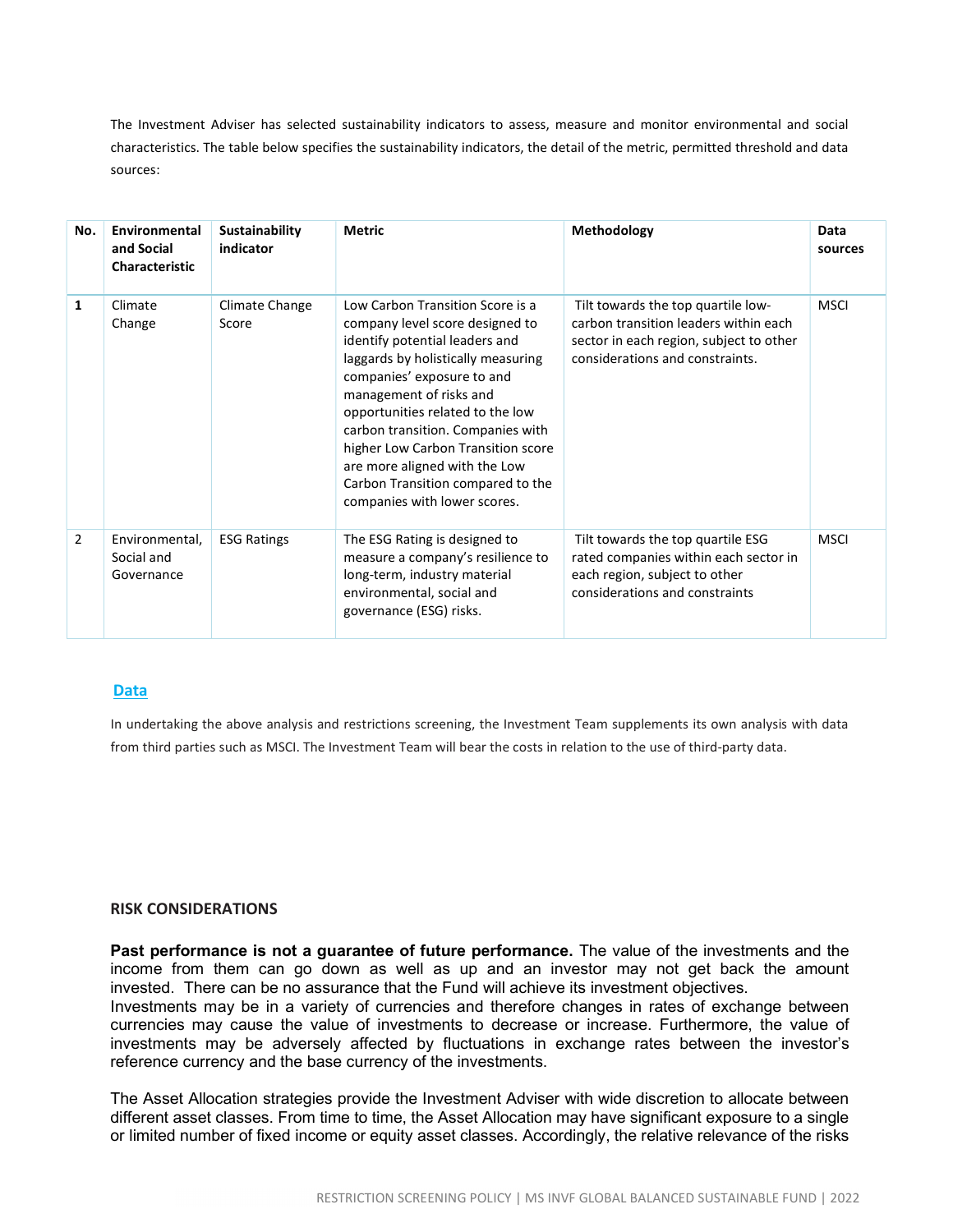The Investment Adviser has selected sustainability indicators to assess, measure and monitor environmental and social characteristics. The table below specifies the sustainability indicators, the detail of the metric, permitted threshold and data sources:

| No. | Environmental and Social Characteristic | Sustainability indicator | Metric | Methodology | Data sources |
|---|---|---|---|---|---|
| 1 | Climate Change | Climate Change Score | Low Carbon Transition Score is a company level score designed to identify potential leaders and laggards by holistically measuring companies' exposure to and management of risks and opportunities related to the low carbon transition. Companies with higher Low Carbon Transition score are more aligned with the Low Carbon Transition compared to the companies with lower scores. | Tilt towards the top quartile low-carbon transition leaders within each sector in each region, subject to other considerations and constraints. | MSCI |
| 2 | Environmental, Social and Governance | ESG Ratings | The ESG Rating is designed to measure a company's resilience to long-term, industry material environmental, social and governance (ESG) risks. | Tilt towards the top quartile ESG rated companies within each sector in each region, subject to other considerations and constraints | MSCI |

## Data

In undertaking the above analysis and restrictions screening, the Investment Team supplements its own analysis with data from third parties such as MSCI. The Investment Team will bear the costs in relation to the use of third-party data.

## RISK CONSIDERATIONS

**Past performance is not a guarantee of future performance.** The value of the investments and the income from them can go down as well as up and an investor may not get back the amount invested. There can be no assurance that the Fund will achieve its investment objectives.
Investments may be in a variety of currencies and therefore changes in rates of exchange between currencies may cause the value of investments to decrease or increase. Furthermore, the value of investments may be adversely affected by fluctuations in exchange rates between the investor's reference currency and the base currency of the investments.

The Asset Allocation strategies provide the Investment Adviser with wide discretion to allocate between different asset classes. From time to time, the Asset Allocation may have significant exposure to a single or limited number of fixed income or equity asset classes. Accordingly, the relative relevance of the risks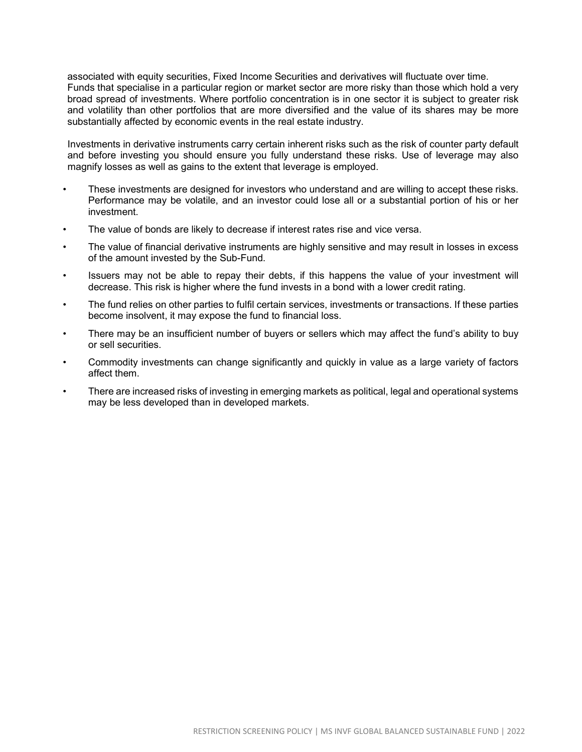associated with equity securities, Fixed Income Securities and derivatives will fluctuate over time. Funds that specialise in a particular region or market sector are more risky than those which hold a very broad spread of investments. Where portfolio concentration is in one sector it is subject to greater risk and volatility than other portfolios that are more diversified and the value of its shares may be more substantially affected by economic events in the real estate industry.

Investments in derivative instruments carry certain inherent risks such as the risk of counter party default and before investing you should ensure you fully understand these risks. Use of leverage may also magnify losses as well as gains to the extent that leverage is employed.

- These investments are designed for investors who understand and are willing to accept these risks. Performance may be volatile, and an investor could lose all or a substantial portion of his or her investment.
- The value of bonds are likely to decrease if interest rates rise and vice versa.
- The value of financial derivative instruments are highly sensitive and may result in losses in excess of the amount invested by the Sub-Fund.
- Issuers may not be able to repay their debts, if this happens the value of your investment will decrease. This risk is higher where the fund invests in a bond with a lower credit rating.
- The fund relies on other parties to fulfil certain services, investments or transactions. If these parties become insolvent, it may expose the fund to financial loss.
- There may be an insufficient number of buyers or sellers which may affect the fund's ability to buy or sell securities.
- Commodity investments can change significantly and quickly in value as a large variety of factors affect them.
- There are increased risks of investing in emerging markets as political, legal and operational systems may be less developed than in developed markets.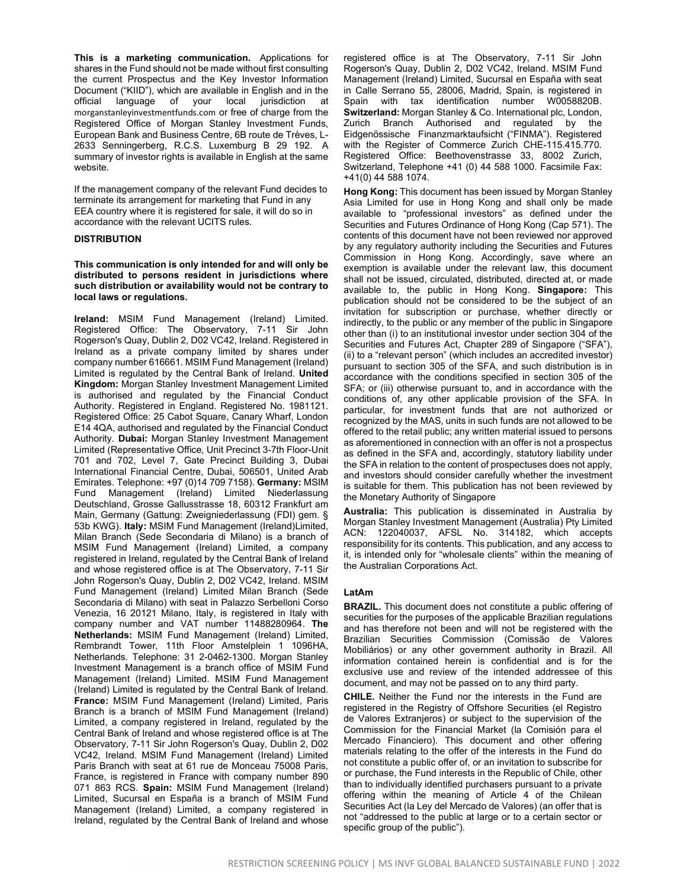**This is a marketing communication.** Applications for shares in the Fund should not be made without first consulting the current Prospectus and the Key Investor Information Document ("KIID"), which are available in English and in the official language of your local jurisdiction at morganstanleyinvestmentfunds.com or free of charge from the Registered Office of Morgan Stanley Investment Funds, European Bank and Business Centre, 6B route de Trèves, L-2633 Senningerberg, R.C.S. Luxemburg B 29 192. A summary of investor rights is available in English at the same website.

If the management company of the relevant Fund decides to terminate its arrangement for marketing that Fund in any EEA country where it is registered for sale, it will do so in accordance with the relevant UCITS rules.

**DISTRIBUTION**

**This communication is only intended for and will only be distributed to persons resident in jurisdictions where such distribution or availability would not be contrary to local laws or regulations.**

**Ireland:** MSIM Fund Management (Ireland) Limited. Registered Office: The Observatory, 7-11 Sir John Rogerson's Quay, Dublin 2, D02 VC42, Ireland. Registered in Ireland as a private company limited by shares under company number 616661. MSIM Fund Management (Ireland) Limited is regulated by the Central Bank of Ireland. **United Kingdom:** Morgan Stanley Investment Management Limited is authorised and regulated by the Financial Conduct Authority. Registered in England. Registered No. 1981121. Registered Office: 25 Cabot Square, Canary Wharf, London E14 4QA, authorised and regulated by the Financial Conduct Authority. **Dubai:** Morgan Stanley Investment Management Limited (Representative Office, Unit Precinct 3-7th Floor-Unit 701 and 702, Level 7, Gate Precinct Building 3, Dubai International Financial Centre, Dubai, 506501, United Arab Emirates. Telephone: +97 (0)14 709 7158). **Germany:** MSIM Fund Management (Ireland) Limited Niederlassung Deutschland, Grosse Gallusstrasse 18, 60312 Frankfurt am Main, Germany (Gattung: Zweigniederlassung (FDI) gem. § 53b KWG). **Italy:** MSIM Fund Management (Ireland)Limited, Milan Branch (Sede Secondaria di Milano) is a branch of MSIM Fund Management (Ireland) Limited, a company registered in Ireland, regulated by the Central Bank of Ireland and whose registered office is at The Observatory, 7-11 Sir John Rogerson's Quay, Dublin 2, D02 VC42, Ireland. MSIM Fund Management (Ireland) Limited Milan Branch (Sede Secondaria di Milano) with seat in Palazzo Serbelloni Corso Venezia, 16 20121 Milano, Italy, is registered in Italy with company number and VAT number 11488280964. **The Netherlands:** MSIM Fund Management (Ireland) Limited, Rembrandt Tower, 11th Floor Amstelplein 1 1096HA, Netherlands. Telephone: 31 2-0462-1300. Morgan Stanley Investment Management is a branch office of MSIM Fund Management (Ireland) Limited. MSIM Fund Management (Ireland) Limited is regulated by the Central Bank of Ireland. **France:** MSIM Fund Management (Ireland) Limited, Paris Branch is a branch of MSIM Fund Management (Ireland) Limited, a company registered in Ireland, regulated by the Central Bank of Ireland and whose registered office is at The Observatory, 7-11 Sir John Rogerson's Quay, Dublin 2, D02 VC42, Ireland. MSIM Fund Management (Ireland) Limited Paris Branch with seat at 61 rue de Monceau 75008 Paris, France, is registered in France with company number 890 071 863 RCS. **Spain:** MSIM Fund Management (Ireland) Limited, Sucursal en España is a branch of MSIM Fund Management (Ireland) Limited, a company registered in Ireland, regulated by the Central Bank of Ireland and whose registered office is at The Observatory, 7-11 Sir John Rogerson's Quay, Dublin 2, D02 VC42, Ireland. MSIM Fund Management (Ireland) Limited, Sucursal en España with seat in Calle Serrano 55, 28006, Madrid, Spain, is registered in Spain with tax identification number W0058820B. **Switzerland:** Morgan Stanley & Co. International plc, London, Zurich Branch Authorised and regulated by the Eidgenössische Finanzmarktaufsicht ("FINMA"). Registered with the Register of Commerce Zurich CHE-115.415.770. Registered Office: Beethovenstrasse 33, 8002 Zurich, Switzerland, Telephone +41 (0) 44 588 1000. Facsimile Fax: +41(0) 44 588 1074.

**Hong Kong:** This document has been issued by Morgan Stanley Asia Limited for use in Hong Kong and shall only be made available to "professional investors" as defined under the Securities and Futures Ordinance of Hong Kong (Cap 571). The contents of this document have not been reviewed nor approved by any regulatory authority including the Securities and Futures Commission in Hong Kong. Accordingly, save where an exemption is available under the relevant law, this document shall not be issued, circulated, distributed, directed at, or made available to, the public in Hong Kong. **Singapore:** This publication should not be considered to be the subject of an invitation for subscription or purchase, whether directly or indirectly, to the public or any member of the public in Singapore other than (i) to an institutional investor under section 304 of the Securities and Futures Act, Chapter 289 of Singapore ("SFA"), (ii) to a "relevant person" (which includes an accredited investor) pursuant to section 305 of the SFA, and such distribution is in accordance with the conditions specified in section 305 of the SFA; or (iii) otherwise pursuant to, and in accordance with the conditions of, any other applicable provision of the SFA. In particular, for investment funds that are not authorized or recognized by the MAS, units in such funds are not allowed to be offered to the retail public; any written material issued to persons as aforementioned in connection with an offer is not a prospectus as defined in the SFA and, accordingly, statutory liability under the SFA in relation to the content of prospectuses does not apply, and investors should consider carefully whether the investment is suitable for them. This publication has not been reviewed by the Monetary Authority of Singapore

**Australia:** This publication is disseminated in Australia by Morgan Stanley Investment Management (Australia) Pty Limited ACN: 122040037, AFSL No. 314182, which accepts responsibility for its contents. This publication, and any access to it, is intended only for "wholesale clients" within the meaning of the Australian Corporations Act.

**LatAm**

**BRAZIL.** This document does not constitute a public offering of securities for the purposes of the applicable Brazilian regulations and has therefore not been and will not be registered with the Brazilian Securities Commission (Comissão de Valores Mobiliários) or any other government authority in Brazil. All information contained herein is confidential and is for the exclusive use and review of the intended addressee of this document, and may not be passed on to any third party.

**CHILE.** Neither the Fund nor the interests in the Fund are registered in the Registry of Offshore Securities (el Registro de Valores Extranjeros) or subject to the supervision of the Commission for the Financial Market (la Comisión para el Mercado Financiero). This document and other offering materials relating to the offer of the interests in the Fund do not constitute a public offer of, or an invitation to subscribe for or purchase, the Fund interests in the Republic of Chile, other than to individually identified purchasers pursuant to a private offering within the meaning of Article 4 of the Chilean Securities Act (la Ley del Mercado de Valores) (an offer that is not "addressed to the public at large or to a certain sector or specific group of the public").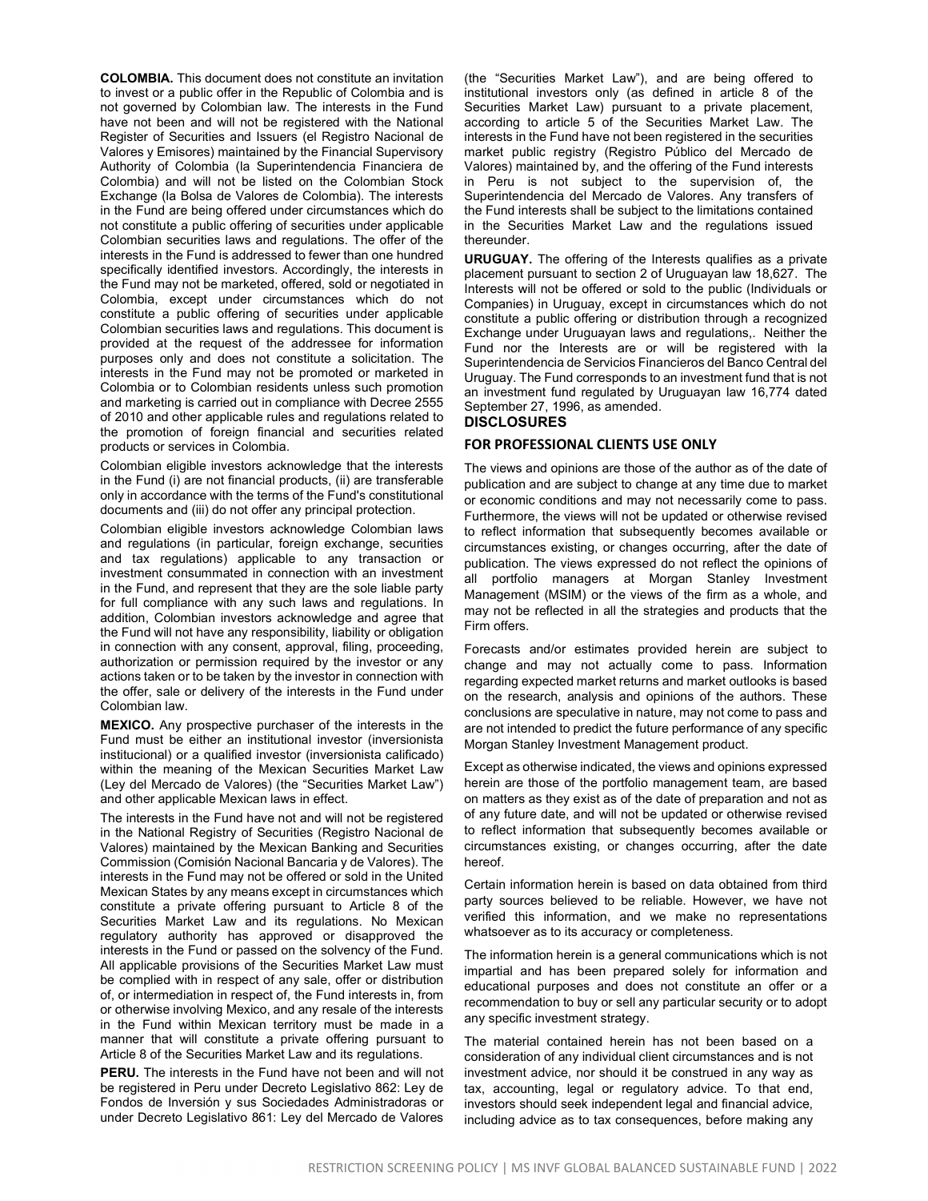**COLOMBIA.** This document does not constitute an invitation to invest or a public offer in the Republic of Colombia and is not governed by Colombian law. The interests in the Fund have not been and will not be registered with the National Register of Securities and Issuers (el Registro Nacional de Valores y Emisores) maintained by the Financial Supervisory Authority of Colombia (la Superintendencia Financiera de Colombia) and will not be listed on the Colombian Stock Exchange (la Bolsa de Valores de Colombia). The interests in the Fund are being offered under circumstances which do not constitute a public offering of securities under applicable Colombian securities laws and regulations. The offer of the interests in the Fund is addressed to fewer than one hundred specifically identified investors. Accordingly, the interests in the Fund may not be marketed, offered, sold or negotiated in Colombia, except under circumstances which do not constitute a public offering of securities under applicable Colombian securities laws and regulations. This document is provided at the request of the addressee for information purposes only and does not constitute a solicitation. The interests in the Fund may not be promoted or marketed in Colombia or to Colombian residents unless such promotion and marketing is carried out in compliance with Decree 2555 of 2010 and other applicable rules and regulations related to the promotion of foreign financial and securities related products or services in Colombia.

Colombian eligible investors acknowledge that the interests in the Fund (i) are not financial products, (ii) are transferable only in accordance with the terms of the Fund's constitutional documents and (iii) do not offer any principal protection.

Colombian eligible investors acknowledge Colombian laws and regulations (in particular, foreign exchange, securities and tax regulations) applicable to any transaction or investment consummated in connection with an investment in the Fund, and represent that they are the sole liable party for full compliance with any such laws and regulations. In addition, Colombian investors acknowledge and agree that the Fund will not have any responsibility, liability or obligation in connection with any consent, approval, filing, proceeding, authorization or permission required by the investor or any actions taken or to be taken by the investor in connection with the offer, sale or delivery of the interests in the Fund under Colombian law.

**MEXICO.** Any prospective purchaser of the interests in the Fund must be either an institutional investor (inversionista institucional) or a qualified investor (inversionista calificado) within the meaning of the Mexican Securities Market Law (Ley del Mercado de Valores) (the "Securities Market Law") and other applicable Mexican laws in effect.

The interests in the Fund have not and will not be registered in the National Registry of Securities (Registro Nacional de Valores) maintained by the Mexican Banking and Securities Commission (Comisión Nacional Bancaria y de Valores). The interests in the Fund may not be offered or sold in the United Mexican States by any means except in circumstances which constitute a private offering pursuant to Article 8 of the Securities Market Law and its regulations. No Mexican regulatory authority has approved or disapproved the interests in the Fund or passed on the solvency of the Fund. All applicable provisions of the Securities Market Law must be complied with in respect of any sale, offer or distribution of, or intermediation in respect of, the Fund interests in, from or otherwise involving Mexico, and any resale of the interests in the Fund within Mexican territory must be made in a manner that will constitute a private offering pursuant to Article 8 of the Securities Market Law and its regulations.

**PERU.** The interests in the Fund have not been and will not be registered in Peru under Decreto Legislativo 862: Ley de Fondos de Inversión y sus Sociedades Administradoras or under Decreto Legislativo 861: Ley del Mercado de Valores (the "Securities Market Law"), and are being offered to institutional investors only (as defined in article 8 of the Securities Market Law) pursuant to a private placement, according to article 5 of the Securities Market Law. The interests in the Fund have not been registered in the securities market public registry (Registro Público del Mercado de Valores) maintained by, and the offering of the Fund interests in Peru is not subject to the supervision of, the Superintendencia del Mercado de Valores. Any transfers of the Fund interests shall be subject to the limitations contained in the Securities Market Law and the regulations issued thereunder.

**URUGUAY.** The offering of the Interests qualifies as a private placement pursuant to section 2 of Uruguayan law 18,627. The Interests will not be offered or sold to the public (Individuals or Companies) in Uruguay, except in circumstances which do not constitute a public offering or distribution through a recognized Exchange under Uruguayan laws and regulations,. Neither the Fund nor the Interests are or will be registered with la Superintendencia de Servicios Financieros del Banco Central del Uruguay. The Fund corresponds to an investment fund that is not an investment fund regulated by Uruguayan law 16,774 dated September 27, 1996, as amended.

## DISCLOSURES

### FOR PROFESSIONAL CLIENTS USE ONLY

The views and opinions are those of the author as of the date of publication and are subject to change at any time due to market or economic conditions and may not necessarily come to pass. Furthermore, the views will not be updated or otherwise revised to reflect information that subsequently becomes available or circumstances existing, or changes occurring, after the date of publication. The views expressed do not reflect the opinions of all portfolio managers at Morgan Stanley Investment Management (MSIM) or the views of the firm as a whole, and may not be reflected in all the strategies and products that the Firm offers.

Forecasts and/or estimates provided herein are subject to change and may not actually come to pass. Information regarding expected market returns and market outlooks is based on the research, analysis and opinions of the authors. These conclusions are speculative in nature, may not come to pass and are not intended to predict the future performance of any specific Morgan Stanley Investment Management product.

Except as otherwise indicated, the views and opinions expressed herein are those of the portfolio management team, are based on matters as they exist as of the date of preparation and not as of any future date, and will not be updated or otherwise revised to reflect information that subsequently becomes available or circumstances existing, or changes occurring, after the date hereof.

Certain information herein is based on data obtained from third party sources believed to be reliable. However, we have not verified this information, and we make no representations whatsoever as to its accuracy or completeness.

The information herein is a general communications which is not impartial and has been prepared solely for information and educational purposes and does not constitute an offer or a recommendation to buy or sell any particular security or to adopt any specific investment strategy.

The material contained herein has not been based on a consideration of any individual client circumstances and is not investment advice, nor should it be construed in any way as tax, accounting, legal or regulatory advice. To that end, investors should seek independent legal and financial advice, including advice as to tax consequences, before making any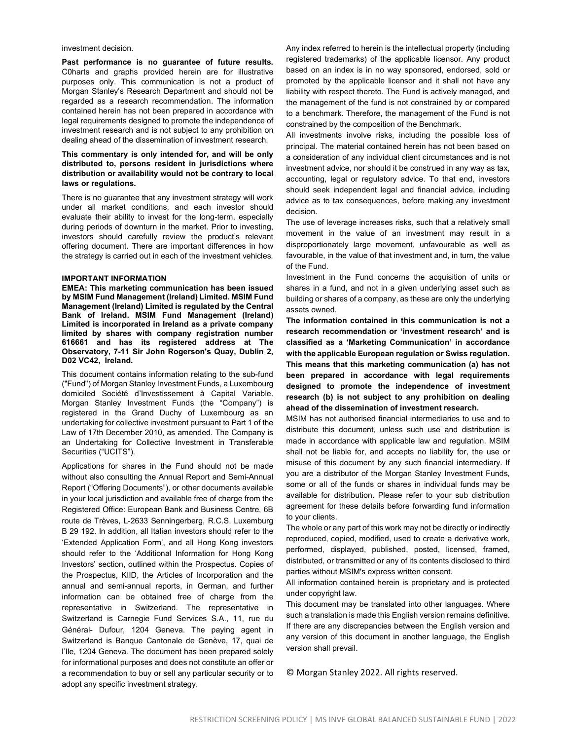investment decision.

**Past performance is no guarantee of future results.** C0harts and graphs provided herein are for illustrative purposes only. This communication is not a product of Morgan Stanley's Research Department and should not be regarded as a research recommendation. The information contained herein has not been prepared in accordance with legal requirements designed to promote the independence of investment research and is not subject to any prohibition on dealing ahead of the dissemination of investment research.

**This commentary is only intended for, and will be only distributed to, persons resident in jurisdictions where distribution or availability would not be contrary to local laws or regulations.**

There is no guarantee that any investment strategy will work under all market conditions, and each investor should evaluate their ability to invest for the long-term, especially during periods of downturn in the market. Prior to investing, investors should carefully review the product's relevant offering document. There are important differences in how the strategy is carried out in each of the investment vehicles.

**IMPORTANT INFORMATION**

**EMEA: This marketing communication has been issued by MSIM Fund Management (Ireland) Limited. MSIM Fund Management (Ireland) Limited is regulated by the Central Bank of Ireland. MSIM Fund Management (Ireland) Limited is incorporated in Ireland as a private company limited by shares with company registration number 616661 and has its registered address at The Observatory, 7-11 Sir John Rogerson's Quay, Dublin 2, D02 VC42, Ireland.**

This document contains information relating to the sub-fund ("Fund") of Morgan Stanley Investment Funds, a Luxembourg domiciled Société d'Investissement à Capital Variable. Morgan Stanley Investment Funds (the "Company") is registered in the Grand Duchy of Luxembourg as an undertaking for collective investment pursuant to Part 1 of the Law of 17th December 2010, as amended. The Company is an Undertaking for Collective Investment in Transferable Securities ("UCITS").

Applications for shares in the Fund should not be made without also consulting the Annual Report and Semi-Annual Report ("Offering Documents"), or other documents available in your local jurisdiction and available free of charge from the Registered Office: European Bank and Business Centre, 6B route de Trèves, L-2633 Senningerberg, R.C.S. Luxemburg B 29 192. In addition, all Italian investors should refer to the 'Extended Application Form', and all Hong Kong investors should refer to the 'Additional Information for Hong Kong Investors' section, outlined within the Prospectus. Copies of the Prospectus, KIID, the Articles of Incorporation and the annual and semi-annual reports, in German, and further information can be obtained free of charge from the representative in Switzerland. The representative in Switzerland is Carnegie Fund Services S.A., 11, rue du Général- Dufour, 1204 Geneva. The paying agent in Switzerland is Banque Cantonale de Genève, 17, quai de l'Ile, 1204 Geneva. The document has been prepared solely for informational purposes and does not constitute an offer or a recommendation to buy or sell any particular security or to adopt any specific investment strategy.

Any index referred to herein is the intellectual property (including registered trademarks) of the applicable licensor. Any product based on an index is in no way sponsored, endorsed, sold or promoted by the applicable licensor and it shall not have any liability with respect thereto. The Fund is actively managed, and the management of the fund is not constrained by or compared to a benchmark. Therefore, the management of the Fund is not constrained by the composition of the Benchmark.

All investments involve risks, including the possible loss of principal. The material contained herein has not been based on a consideration of any individual client circumstances and is not investment advice, nor should it be construed in any way as tax, accounting, legal or regulatory advice. To that end, investors should seek independent legal and financial advice, including advice as to tax consequences, before making any investment decision.

The use of leverage increases risks, such that a relatively small movement in the value of an investment may result in a disproportionately large movement, unfavourable as well as favourable, in the value of that investment and, in turn, the value of the Fund.

Investment in the Fund concerns the acquisition of units or shares in a fund, and not in a given underlying asset such as building or shares of a company, as these are only the underlying assets owned.

**The information contained in this communication is not a research recommendation or 'investment research' and is classified as a 'Marketing Communication' in accordance with the applicable European regulation or Swiss regulation. This means that this marketing communication (a) has not been prepared in accordance with legal requirements designed to promote the independence of investment research (b) is not subject to any prohibition on dealing ahead of the dissemination of investment research.**

MSIM has not authorised financial intermediaries to use and to distribute this document, unless such use and distribution is made in accordance with applicable law and regulation. MSIM shall not be liable for, and accepts no liability for, the use or misuse of this document by any such financial intermediary. If you are a distributor of the Morgan Stanley Investment Funds, some or all of the funds or shares in individual funds may be available for distribution. Please refer to your sub distribution agreement for these details before forwarding fund information to your clients.

The whole or any part of this work may not be directly or indirectly reproduced, copied, modified, used to create a derivative work, performed, displayed, published, posted, licensed, framed, distributed, or transmitted or any of its contents disclosed to third parties without MSIM's express written consent.

All information contained herein is proprietary and is protected under copyright law.

This document may be translated into other languages. Where such a translation is made this English version remains definitive. If there are any discrepancies between the English version and any version of this document in another language, the English version shall prevail.

© Morgan Stanley 2022. All rights reserved.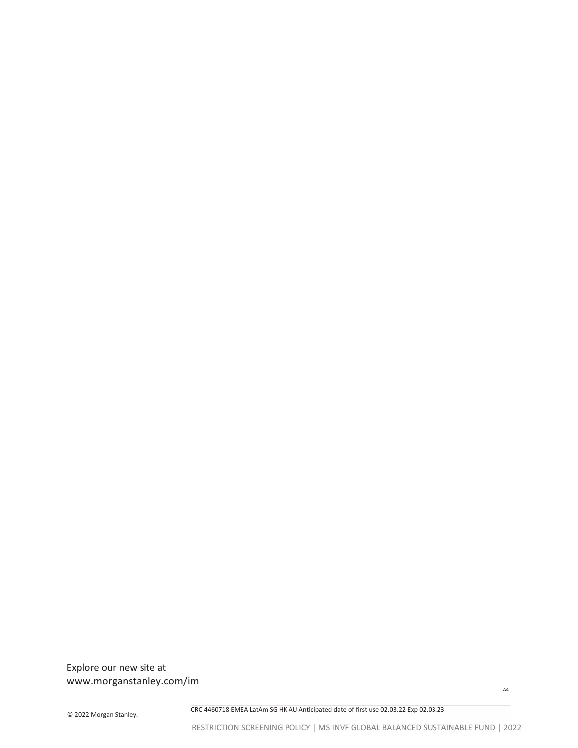Explore our new site at
www.morganstanley.com/im

A4

© 2022 Morgan Stanley.

CRC 4460718 EMEA LatAm SG HK AU Anticipated date of first use 02.03.22 Exp 02.03.23